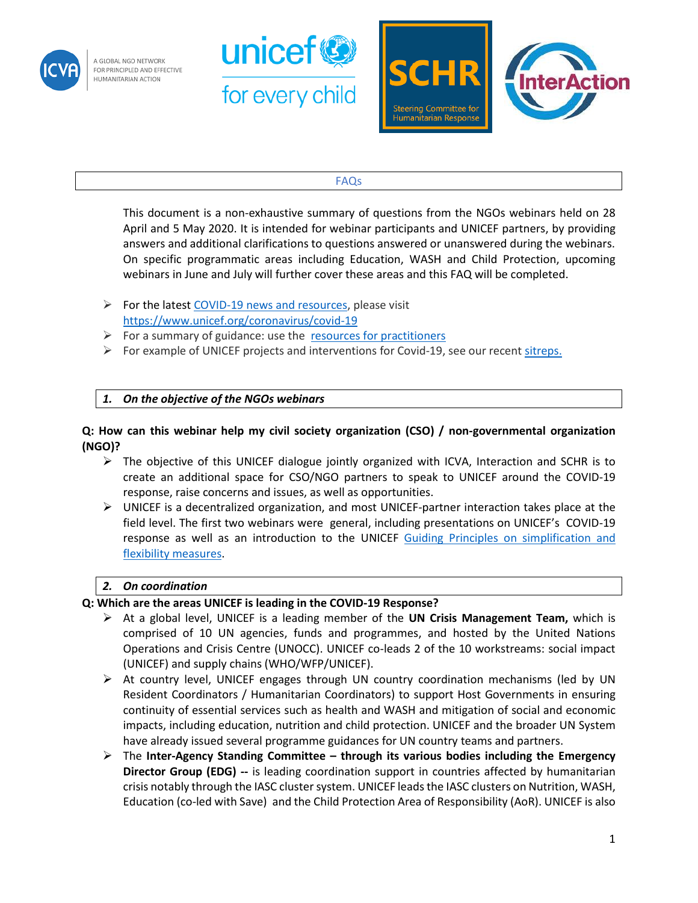## FAQs

This document is a non-exhaustive summary of questions from the NGOs webinars held on 28 April and 5 May 2020. It is intended for webinar participants and UNICEF partners, by providing answers and additional clarifications to questions answered or unanswered during the webinars. On specific programmatic areas including Education, WASH and Child Protection, upcoming webinars in June and July will further cover these areas and this FAQ will be completed.

- For the latest COVID-19 news and resources, please visit https://www.unicef.org/coronavirus/covid-19
- For a summary of guidance: use the resources for practitioners
- For example of UNICEF projects and interventions for Covid-19, see our recent sitreps.

### 1. *On the objective of the NGOs webinars*

**Q: How can this webinar help my civil society organization (CSO) / non-governmental organization (NGO)?**

- The objective of this UNICEF dialogue jointly organized with ICVA, Interaction and SCHR is to create an additional space for CSO/NGO partners to speak to UNICEF around the COVID-19 response, raise concerns and issues, as well as opportunities.
- UNICEF is a decentralized organization, and most UNICEF-partner interaction takes place at the field level. The first two webinars were general, including presentations on UNICEF's COVID-19 response as well as an introduction to the UNICEF Guiding Principles on simplification and flexibility measures.

### 2. *On coordination*

**Q: Which are the areas UNICEF is leading in the COVID-19 Response?**

- At a global level, UNICEF is a leading member of the **UN Crisis Management Team,** which is comprised of 10 UN agencies, funds and programmes, and hosted by the United Nations Operations and Crisis Centre (UNOCC). UNICEF co-leads 2 of the 10 workstreams: social impact (UNICEF) and supply chains (WHO/WFP/UNICEF).
- At country level, UNICEF engages through UN country coordination mechanisms (led by UN Resident Coordinators / Humanitarian Coordinators) to support Host Governments in ensuring continuity of essential services such as health and WASH and mitigation of social and economic impacts, including education, nutrition and child protection. UNICEF and the broader UN System have already issued several programme guidances for UN country teams and partners.
- The **Inter-Agency Standing Committee – through its various bodies including the Emergency Director Group (EDG) --** is leading coordination support in countries affected by humanitarian crisis notably through the IASC cluster system. UNICEF leads the IASC clusters on Nutrition, WASH, Education (co-led with Save) and the Child Protection Area of Responsibility (AoR). UNICEF is also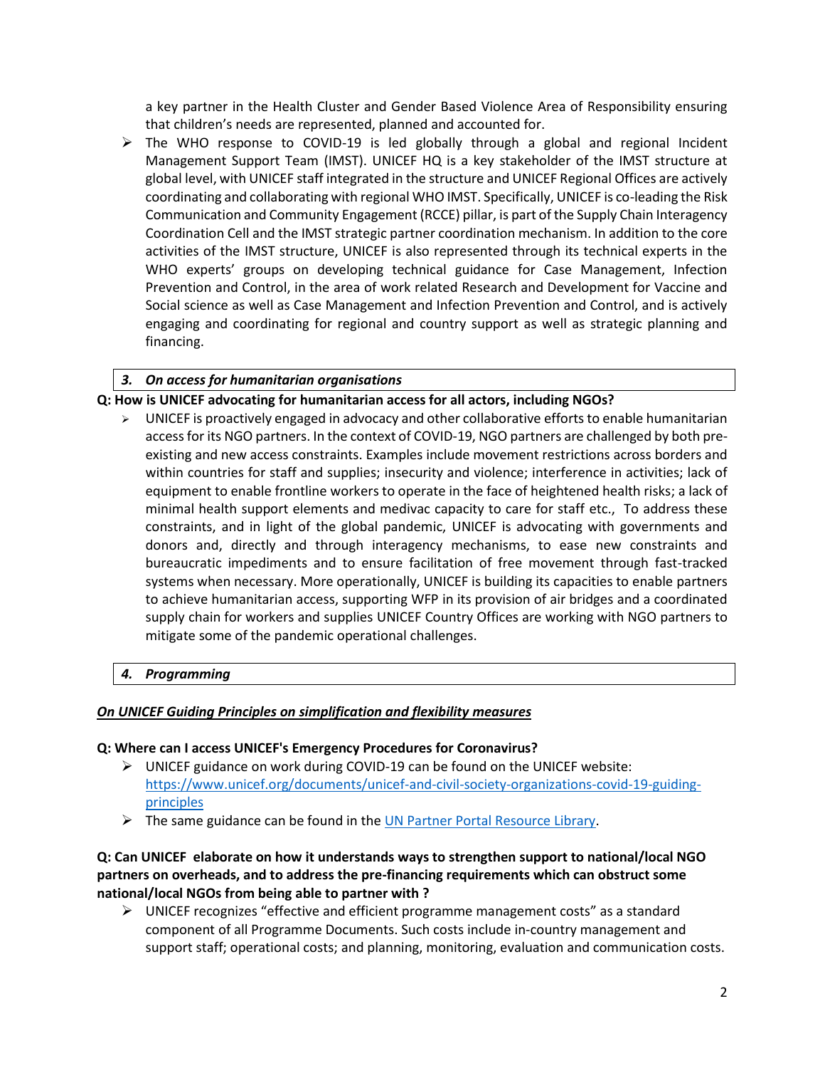a key partner in the Health Cluster and Gender Based Violence Area of Responsibility ensuring that children's needs are represented, planned and accounted for.

- The WHO response to COVID-19 is led globally through a global and regional Incident Management Support Team (IMST). UNICEF HQ is a key stakeholder of the IMST structure at global level, with UNICEF staff integrated in the structure and UNICEF Regional Offices are actively coordinating and collaborating with regional WHO IMST. Specifically, UNICEF is co-leading the Risk Communication and Community Engagement (RCCE) pillar, is part of the Supply Chain Interagency Coordination Cell and the IMST strategic partner coordination mechanism. In addition to the core activities of the IMST structure, UNICEF is also represented through its technical experts in the WHO experts' groups on developing technical guidance for Case Management, Infection Prevention and Control, in the area of work related Research and Development for Vaccine and Social science as well as Case Management and Infection Prevention and Control, and is actively engaging and coordinating for regional and country support as well as strategic planning and financing.

### *3. On access for humanitarian organisations*

**Q: How is UNICEF advocating for humanitarian access for all actors, including NGOs?**

- UNICEF is proactively engaged in advocacy and other collaborative efforts to enable humanitarian access for its NGO partners. In the context of COVID-19, NGO partners are challenged by both pre-existing and new access constraints. Examples include movement restrictions across borders and within countries for staff and supplies; insecurity and violence; interference in activities; lack of equipment to enable frontline workers to operate in the face of heightened health risks; a lack of minimal health support elements and medivac capacity to care for staff etc., To address these constraints, and in light of the global pandemic, UNICEF is advocating with governments and donors and, directly and through interagency mechanisms, to ease new constraints and bureaucratic impediments and to ensure facilitation of free movement through fast-tracked systems when necessary. More operationally, UNICEF is building its capacities to enable partners to achieve humanitarian access, supporting WFP in its provision of air bridges and a coordinated supply chain for workers and supplies UNICEF Country Offices are working with NGO partners to mitigate some of the pandemic operational challenges.

### *4. Programming*

***<u>On UNICEF Guiding Principles on simplification and flexibility measures</u>***

**Q: Where can I access UNICEF's Emergency Procedures for Coronavirus?**

- UNICEF guidance on work during COVID-19 can be found on the UNICEF website: [https://www.unicef.org/documents/unicef-and-civil-society-organizations-covid-19-guiding-principles](https://www.unicef.org/documents/unicef-and-civil-society-organizations-covid-19-guiding-principles)
- The same guidance can be found in the [UN Partner Portal Resource Library](UN Partner Portal Resource Library).

**Q: Can UNICEF elaborate on how it understands ways to strengthen support to national/local NGO partners on overheads, and to address the pre-financing requirements which can obstruct some national/local NGOs from being able to partner with ?**

- UNICEF recognizes "effective and efficient programme management costs" as a standard component of all Programme Documents. Such costs include in-country management and support staff; operational costs; and planning, monitoring, evaluation and communication costs.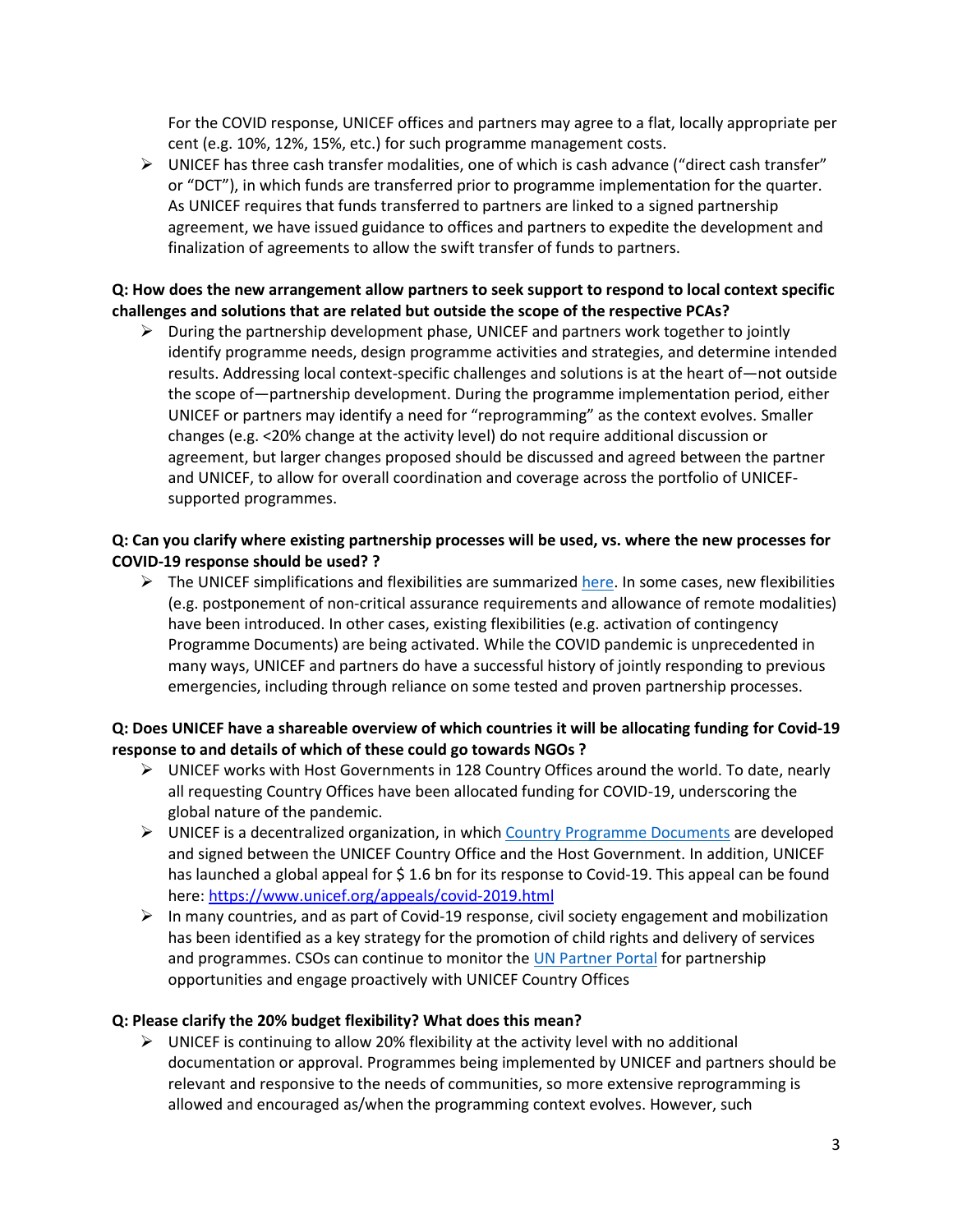For the COVID response, UNICEF offices and partners may agree to a flat, locally appropriate per cent (e.g. 10%, 12%, 15%, etc.) for such programme management costs.

- UNICEF has three cash transfer modalities, one of which is cash advance ("direct cash transfer" or "DCT"), in which funds are transferred prior to programme implementation for the quarter. As UNICEF requires that funds transferred to partners are linked to a signed partnership agreement, we have issued guidance to offices and partners to expedite the development and finalization of agreements to allow the swift transfer of funds to partners.

**Q: How does the new arrangement allow partners to seek support to respond to local context specific challenges and solutions that are related but outside the scope of the respective PCAs?**

- During the partnership development phase, UNICEF and partners work together to jointly identify programme needs, design programme activities and strategies, and determine intended results. Addressing local context-specific challenges and solutions is at the heart of—not outside the scope of—partnership development. During the programme implementation period, either UNICEF or partners may identify a need for "reprogramming" as the context evolves. Smaller changes (e.g. <20% change at the activity level) do not require additional discussion or agreement, but larger changes proposed should be discussed and agreed between the partner and UNICEF, to allow for overall coordination and coverage across the portfolio of UNICEF-supported programmes.

**Q: Can you clarify where existing partnership processes will be used, vs. where the new processes for COVID-19 response should be used? ?**

- The UNICEF simplifications and flexibilities are summarized here. In some cases, new flexibilities (e.g. postponement of non-critical assurance requirements and allowance of remote modalities) have been introduced. In other cases, existing flexibilities (e.g. activation of contingency Programme Documents) are being activated. While the COVID pandemic is unprecedented in many ways, UNICEF and partners do have a successful history of jointly responding to previous emergencies, including through reliance on some tested and proven partnership processes.

**Q: Does UNICEF have a shareable overview of which countries it will be allocating funding for Covid-19 response to and details of which of these could go towards NGOs ?**

- UNICEF works with Host Governments in 128 Country Offices around the world. To date, nearly all requesting Country Offices have been allocated funding for COVID-19, underscoring the global nature of the pandemic.
- UNICEF is a decentralized organization, in which Country Programme Documents are developed and signed between the UNICEF Country Office and the Host Government. In addition, UNICEF has launched a global appeal for $ 1.6 bn for its response to Covid-19. This appeal can be found here: https://www.unicef.org/appeals/covid-2019.html
- In many countries, and as part of Covid-19 response, civil society engagement and mobilization has been identified as a key strategy for the promotion of child rights and delivery of services and programmes. CSOs can continue to monitor the UN Partner Portal for partnership opportunities and engage proactively with UNICEF Country Offices

**Q: Please clarify the 20% budget flexibility? What does this mean?**

- UNICEF is continuing to allow 20% flexibility at the activity level with no additional documentation or approval. Programmes being implemented by UNICEF and partners should be relevant and responsive to the needs of communities, so more extensive reprogramming is allowed and encouraged as/when the programming context evolves. However, such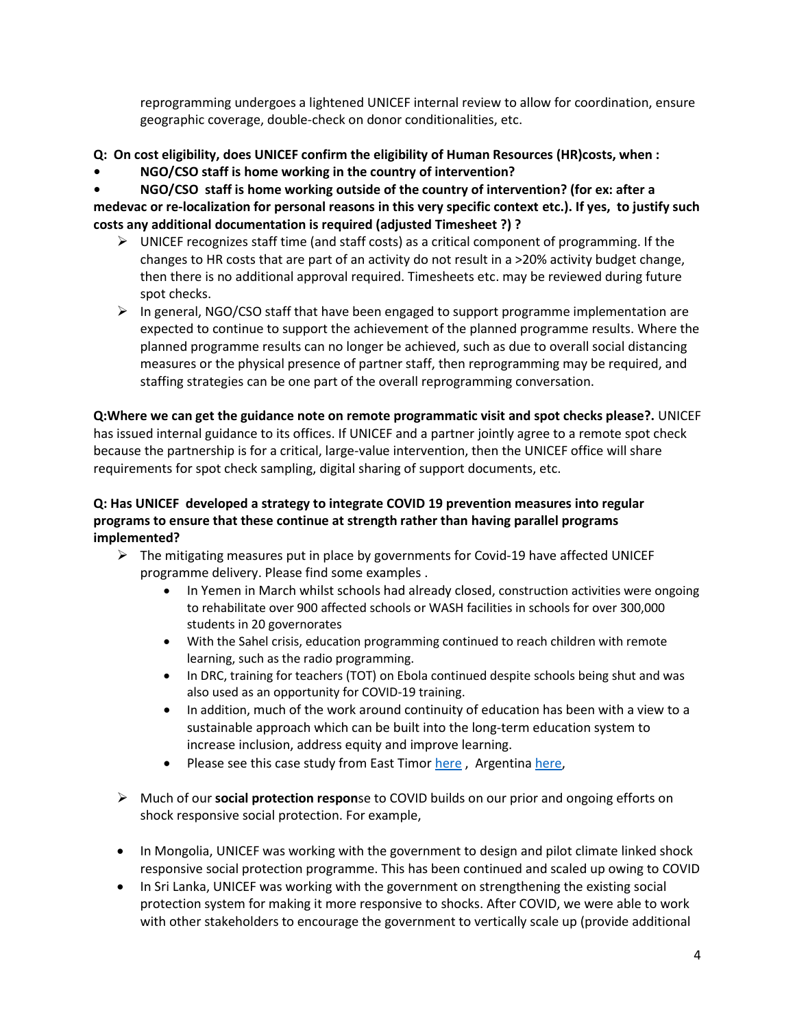reprogramming undergoes a lightened UNICEF internal review to allow for coordination, ensure geographic coverage, double-check on donor conditionalities, etc.

**Q: On cost eligibility, does UNICEF confirm the eligibility of Human Resources (HR)costs, when :**

- **NGO/CSO staff is home working in the country of intervention?**
- **NGO/CSO staff is home working outside of the country of intervention? (for ex: after a medevac or re-localization for personal reasons in this very specific context etc.). If yes, to justify such costs any additional documentation is required (adjusted Timesheet ?) ?**

- UNICEF recognizes staff time (and staff costs) as a critical component of programming. If the changes to HR costs that are part of an activity do not result in a >20% activity budget change, then there is no additional approval required. Timesheets etc. may be reviewed during future spot checks.
- In general, NGO/CSO staff that have been engaged to support programme implementation are expected to continue to support the achievement of the planned programme results. Where the planned programme results can no longer be achieved, such as due to overall social distancing measures or the physical presence of partner staff, then reprogramming may be required, and staffing strategies can be one part of the overall reprogramming conversation.

**Q:Where we can get the guidance note on remote programmatic visit and spot checks please?.** UNICEF has issued internal guidance to its offices. If UNICEF and a partner jointly agree to a remote spot check because the partnership is for a critical, large-value intervention, then the UNICEF office will share requirements for spot check sampling, digital sharing of support documents, etc.

**Q: Has UNICEF developed a strategy to integrate COVID 19 prevention measures into regular programs to ensure that these continue at strength rather than having parallel programs implemented?**

- The mitigating measures put in place by governments for Covid-19 have affected UNICEF programme delivery. Please find some examples .
  - In Yemen in March whilst schools had already closed, construction activities were ongoing to rehabilitate over 900 affected schools or WASH facilities in schools for over 300,000 students in 20 governorates
  - With the Sahel crisis, education programming continued to reach children with remote learning, such as the radio programming.
  - In DRC, training for teachers (TOT) on Ebola continued despite schools being shut and was also used as an opportunity for COVID-19 training.
  - In addition, much of the work around continuity of education has been with a view to a sustainable approach which can be built into the long-term education system to increase inclusion, address equity and improve learning.
  - Please see this case study from East Timor here , Argentina here,

- Much of our **social protection respon**se to COVID builds on our prior and ongoing efforts on shock responsive social protection. For example,

- In Mongolia, UNICEF was working with the government to design and pilot climate linked shock responsive social protection programme. This has been continued and scaled up owing to COVID
- In Sri Lanka, UNICEF was working with the government on strengthening the existing social protection system for making it more responsive to shocks. After COVID, we were able to work with other stakeholders to encourage the government to vertically scale up (provide additional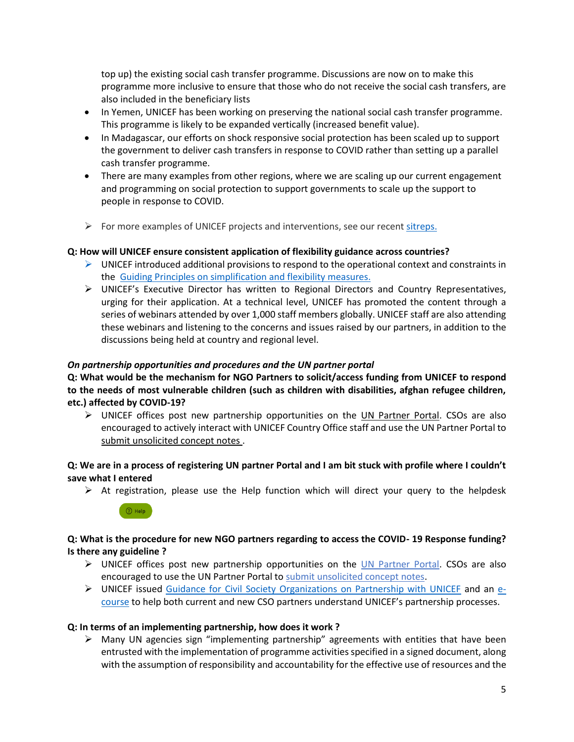top up) the existing social cash transfer programme. Discussions are now on to make this programme more inclusive to ensure that those who do not receive the social cash transfers, are also included in the beneficiary lists

- In Yemen, UNICEF has been working on preserving the national social cash transfer programme. This programme is likely to be expanded vertically (increased benefit value).
- In Madagascar, our efforts on shock responsive social protection has been scaled up to support the government to deliver cash transfers in response to COVID rather than setting up a parallel cash transfer programme.
- There are many examples from other regions, where we are scaling up our current engagement and programming on social protection to support governments to scale up the support to people in response to COVID.

- For more examples of UNICEF projects and interventions, see our recent sitreps.

**Q: How will UNICEF ensure consistent application of flexibility guidance across countries?**

- UNICEF introduced additional provisions to respond to the operational context and constraints in the Guiding Principles on simplification and flexibility measures.
- UNICEF's Executive Director has written to Regional Directors and Country Representatives, urging for their application. At a technical level, UNICEF has promoted the content through a series of webinars attended by over 1,000 staff members globally. UNICEF staff are also attending these webinars and listening to the concerns and issues raised by our partners, in addition to the discussions being held at country and regional level.

***On partnership opportunities and procedures and the UN partner portal***

**Q: What would be the mechanism for NGO Partners to solicit/access funding from UNICEF to respond to the needs of most vulnerable children (such as children with disabilities, afghan refugee children, etc.) affected by COVID-19?**

- UNICEF offices post new partnership opportunities on the UN Partner Portal. CSOs are also encouraged to actively interact with UNICEF Country Office staff and use the UN Partner Portal to submit unsolicited concept notes .

**Q: We are in a process of registering UN partner Portal and I am bit stuck with profile where I couldn't save what I entered**

- At registration, please use the Help function which will direct your query to the helpdesk

  Help

**Q: What is the procedure for new NGO partners regarding to access the COVID- 19 Response funding? Is there any guideline ?**

- UNICEF offices post new partnership opportunities on the UN Partner Portal. CSOs are also encouraged to use the UN Partner Portal to submit unsolicited concept notes.
- UNICEF issued Guidance for Civil Society Organizations on Partnership with UNICEF and an e-course to help both current and new CSO partners understand UNICEF's partnership processes.

**Q: In terms of an implementing partnership, how does it work ?**

- Many UN agencies sign "implementing partnership" agreements with entities that have been entrusted with the implementation of programme activities specified in a signed document, along with the assumption of responsibility and accountability for the effective use of resources and the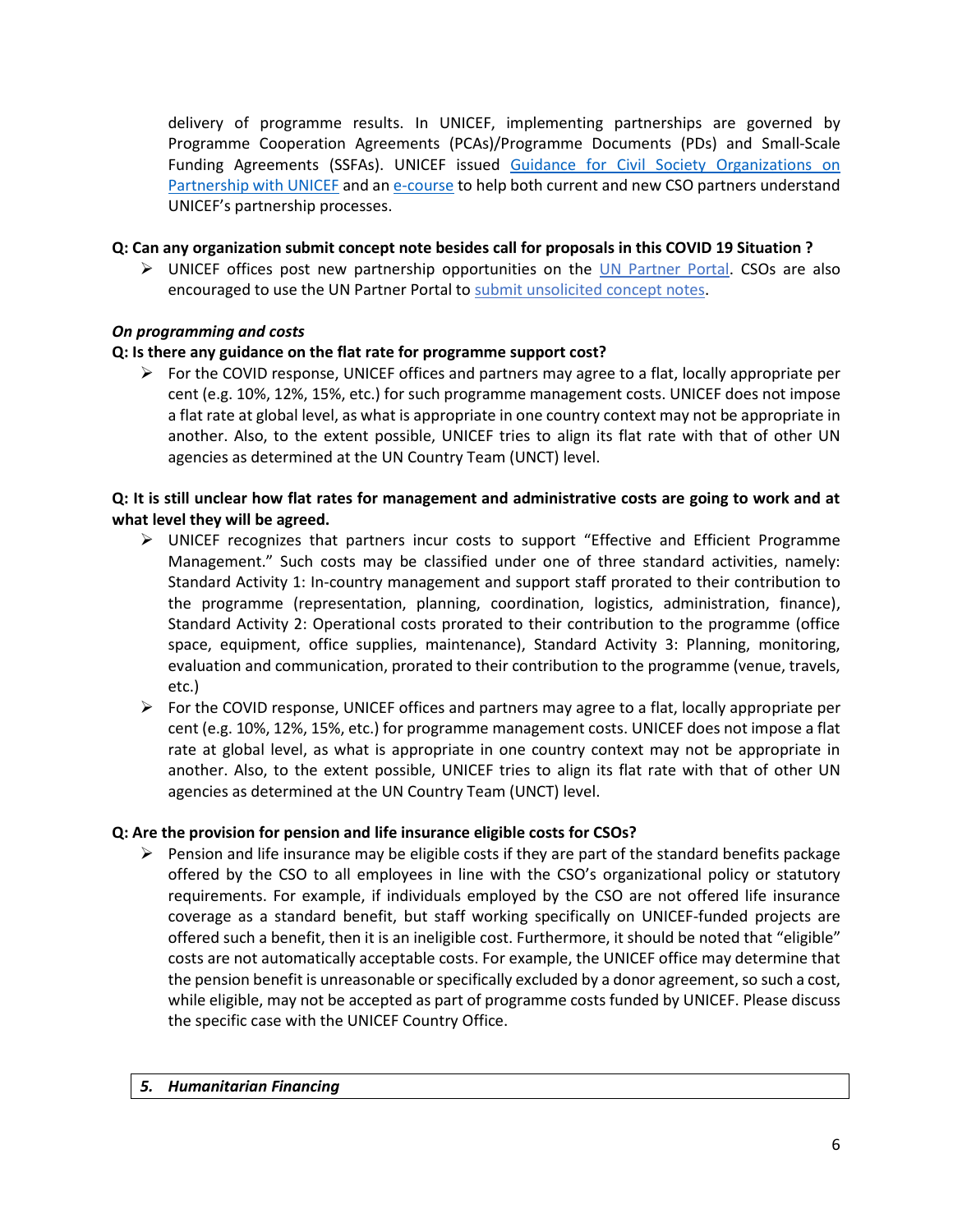delivery of programme results. In UNICEF, implementing partnerships are governed by Programme Cooperation Agreements (PCAs)/Programme Documents (PDs) and Small-Scale Funding Agreements (SSFAs). UNICEF issued Guidance for Civil Society Organizations on Partnership with UNICEF and an e-course to help both current and new CSO partners understand UNICEF's partnership processes.

**Q: Can any organization submit concept note besides call for proposals in this COVID 19 Situation ?**

- UNICEF offices post new partnership opportunities on the UN Partner Portal. CSOs are also encouraged to use the UN Partner Portal to submit unsolicited concept notes.

***On programming and costs***

**Q: Is there any guidance on the flat rate for programme support cost?**

- For the COVID response, UNICEF offices and partners may agree to a flat, locally appropriate per cent (e.g. 10%, 12%, 15%, etc.) for such programme management costs. UNICEF does not impose a flat rate at global level, as what is appropriate in one country context may not be appropriate in another. Also, to the extent possible, UNICEF tries to align its flat rate with that of other UN agencies as determined at the UN Country Team (UNCT) level.

**Q: It is still unclear how flat rates for management and administrative costs are going to work and at what level they will be agreed.**

- UNICEF recognizes that partners incur costs to support "Effective and Efficient Programme Management." Such costs may be classified under one of three standard activities, namely: Standard Activity 1: In-country management and support staff prorated to their contribution to the programme (representation, planning, coordination, logistics, administration, finance), Standard Activity 2: Operational costs prorated to their contribution to the programme (office space, equipment, office supplies, maintenance), Standard Activity 3: Planning, monitoring, evaluation and communication, prorated to their contribution to the programme (venue, travels, etc.)
- For the COVID response, UNICEF offices and partners may agree to a flat, locally appropriate per cent (e.g. 10%, 12%, 15%, etc.) for programme management costs. UNICEF does not impose a flat rate at global level, as what is appropriate in one country context may not be appropriate in another. Also, to the extent possible, UNICEF tries to align its flat rate with that of other UN agencies as determined at the UN Country Team (UNCT) level.

**Q: Are the provision for pension and life insurance eligible costs for CSOs?**

- Pension and life insurance may be eligible costs if they are part of the standard benefits package offered by the CSO to all employees in line with the CSO's organizational policy or statutory requirements. For example, if individuals employed by the CSO are not offered life insurance coverage as a standard benefit, but staff working specifically on UNICEF-funded projects are offered such a benefit, then it is an ineligible cost. Furthermore, it should be noted that "eligible" costs are not automatically acceptable costs. For example, the UNICEF office may determine that the pension benefit is unreasonable or specifically excluded by a donor agreement, so such a cost, while eligible, may not be accepted as part of programme costs funded by UNICEF. Please discuss the specific case with the UNICEF Country Office.

## 5. *Humanitarian Financing*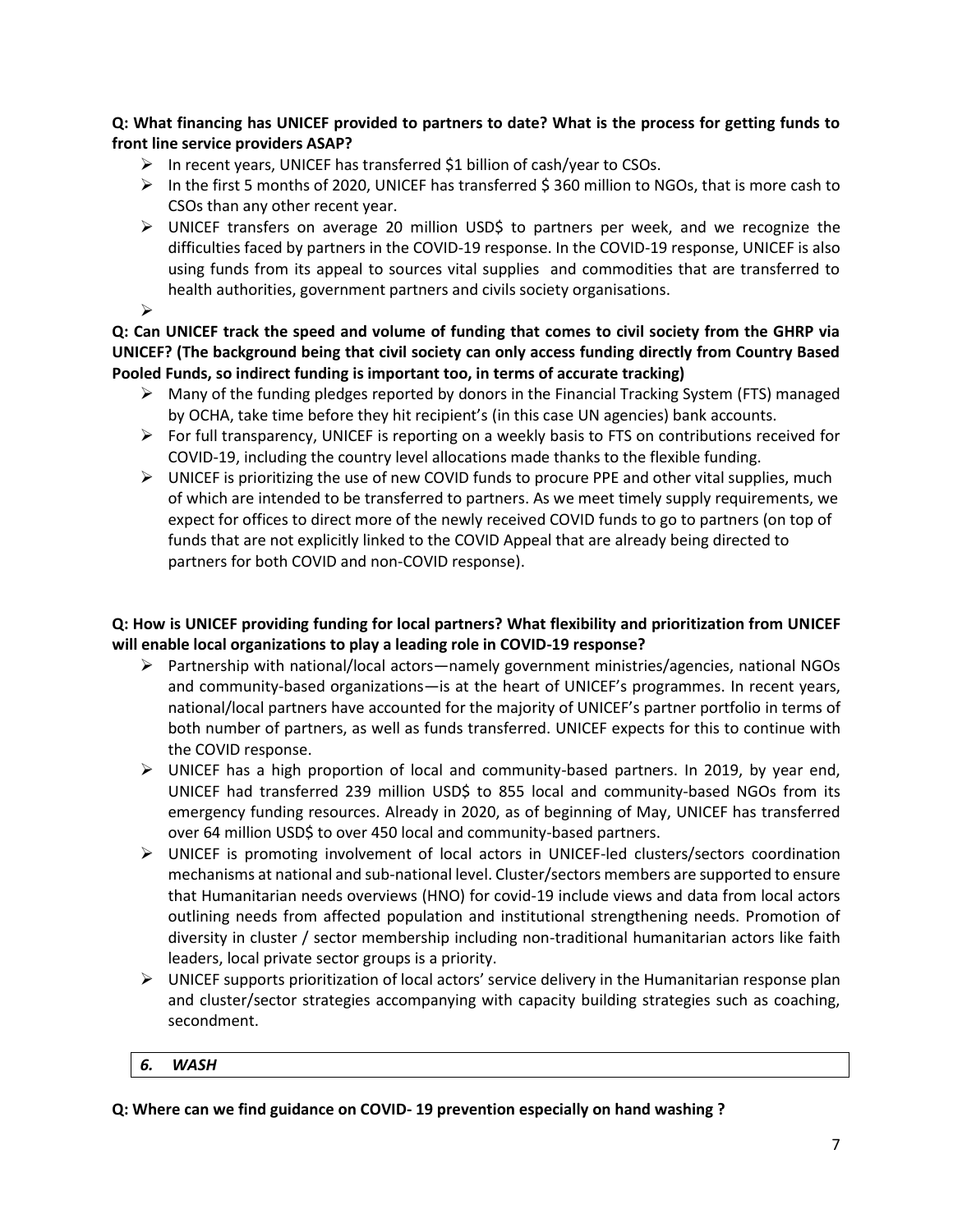**Q: What financing has UNICEF provided to partners to date? What is the process for getting funds to front line service providers ASAP?**

- In recent years, UNICEF has transferred $1 billion of cash/year to CSOs.
- In the first 5 months of 2020, UNICEF has transferred $ 360 million to NGOs, that is more cash to CSOs than any other recent year.
- UNICEF transfers on average 20 million USD$ to partners per week, and we recognize the difficulties faced by partners in the COVID-19 response. In the COVID-19 response, UNICEF is also using funds from its appeal to sources vital supplies and commodities that are transferred to health authorities, government partners and civils society organisations.

**Q: Can UNICEF track the speed and volume of funding that comes to civil society from the GHRP via UNICEF? (The background being that civil society can only access funding directly from Country Based Pooled Funds, so indirect funding is important too, in terms of accurate tracking)**

- Many of the funding pledges reported by donors in the Financial Tracking System (FTS) managed by OCHA, take time before they hit recipient's (in this case UN agencies) bank accounts.
- For full transparency, UNICEF is reporting on a weekly basis to FTS on contributions received for COVID-19, including the country level allocations made thanks to the flexible funding.
- UNICEF is prioritizing the use of new COVID funds to procure PPE and other vital supplies, much of which are intended to be transferred to partners. As we meet timely supply requirements, we expect for offices to direct more of the newly received COVID funds to go to partners (on top of funds that are not explicitly linked to the COVID Appeal that are already being directed to partners for both COVID and non-COVID response).

**Q: How is UNICEF providing funding for local partners? What flexibility and prioritization from UNICEF will enable local organizations to play a leading role in COVID-19 response?**

- Partnership with national/local actors—namely government ministries/agencies, national NGOs and community-based organizations—is at the heart of UNICEF's programmes. In recent years, national/local partners have accounted for the majority of UNICEF's partner portfolio in terms of both number of partners, as well as funds transferred. UNICEF expects for this to continue with the COVID response.
- UNICEF has a high proportion of local and community-based partners. In 2019, by year end, UNICEF had transferred 239 million USD$ to 855 local and community-based NGOs from its emergency funding resources. Already in 2020, as of beginning of May, UNICEF has transferred over 64 million USD$ to over 450 local and community-based partners.
- UNICEF is promoting involvement of local actors in UNICEF-led clusters/sectors coordination mechanisms at national and sub-national level. Cluster/sectors members are supported to ensure that Humanitarian needs overviews (HNO) for covid-19 include views and data from local actors outlining needs from affected population and institutional strengthening needs. Promotion of diversity in cluster / sector membership including non-traditional humanitarian actors like faith leaders, local private sector groups is a priority.
- UNICEF supports prioritization of local actors' service delivery in the Humanitarian response plan and cluster/sector strategies accompanying with capacity building strategies such as coaching, secondment.

## *6. WASH*

**Q: Where can we find guidance on COVID- 19 prevention especially on hand washing ?**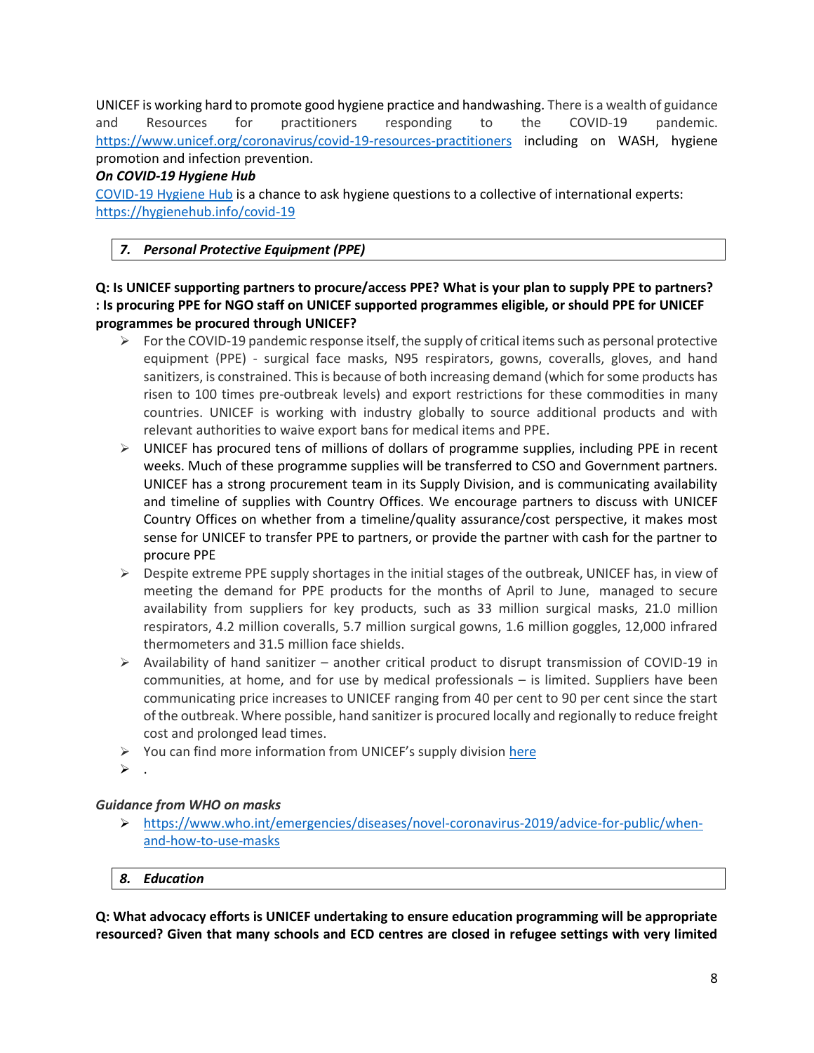UNICEF is working hard to promote good hygiene practice and handwashing. There is a wealth of guidance and Resources for practitioners responding to the COVID-19 pandemic. https://www.unicef.org/coronavirus/covid-19-resources-practitioners including on WASH, hygiene promotion and infection prevention.

***On COVID-19 Hygiene Hub***

COVID-19 Hygiene Hub is a chance to ask hygiene questions to a collective of international experts: https://hygienehub.info/covid-19

## *7. Personal Protective Equipment (PPE)*

**Q: Is UNICEF supporting partners to procure/access PPE? What is your plan to supply PPE to partners? : Is procuring PPE for NGO staff on UNICEF supported programmes eligible, or should PPE for UNICEF programmes be procured through UNICEF?**

- For the COVID-19 pandemic response itself, the supply of critical items such as personal protective equipment (PPE) - surgical face masks, N95 respirators, gowns, coveralls, gloves, and hand sanitizers, is constrained. This is because of both increasing demand (which for some products has risen to 100 times pre-outbreak levels) and export restrictions for these commodities in many countries. UNICEF is working with industry globally to source additional products and with relevant authorities to waive export bans for medical items and PPE.
- UNICEF has procured tens of millions of dollars of programme supplies, including PPE in recent weeks. Much of these programme supplies will be transferred to CSO and Government partners. UNICEF has a strong procurement team in its Supply Division, and is communicating availability and timeline of supplies with Country Offices. We encourage partners to discuss with UNICEF Country Offices on whether from a timeline/quality assurance/cost perspective, it makes most sense for UNICEF to transfer PPE to partners, or provide the partner with cash for the partner to procure PPE
- Despite extreme PPE supply shortages in the initial stages of the outbreak, UNICEF has, in view of meeting the demand for PPE products for the months of April to June, managed to secure availability from suppliers for key products, such as 33 million surgical masks, 21.0 million respirators, 4.2 million coveralls, 5.7 million surgical gowns, 1.6 million goggles, 12,000 infrared thermometers and 31.5 million face shields.
- Availability of hand sanitizer – another critical product to disrupt transmission of COVID-19 in communities, at home, and for use by medical professionals – is limited. Suppliers have been communicating price increases to UNICEF ranging from 40 per cent to 90 per cent since the start of the outbreak. Where possible, hand sanitizer is procured locally and regionally to reduce freight cost and prolonged lead times.
- You can find more information from UNICEF's supply division here
- .

***Guidance from WHO on masks***

- https://www.who.int/emergencies/diseases/novel-coronavirus-2019/advice-for-public/when-and-how-to-use-masks

## *8. Education*

**Q: What advocacy efforts is UNICEF undertaking to ensure education programming will be appropriate resourced? Given that many schools and ECD centres are closed in refugee settings with very limited**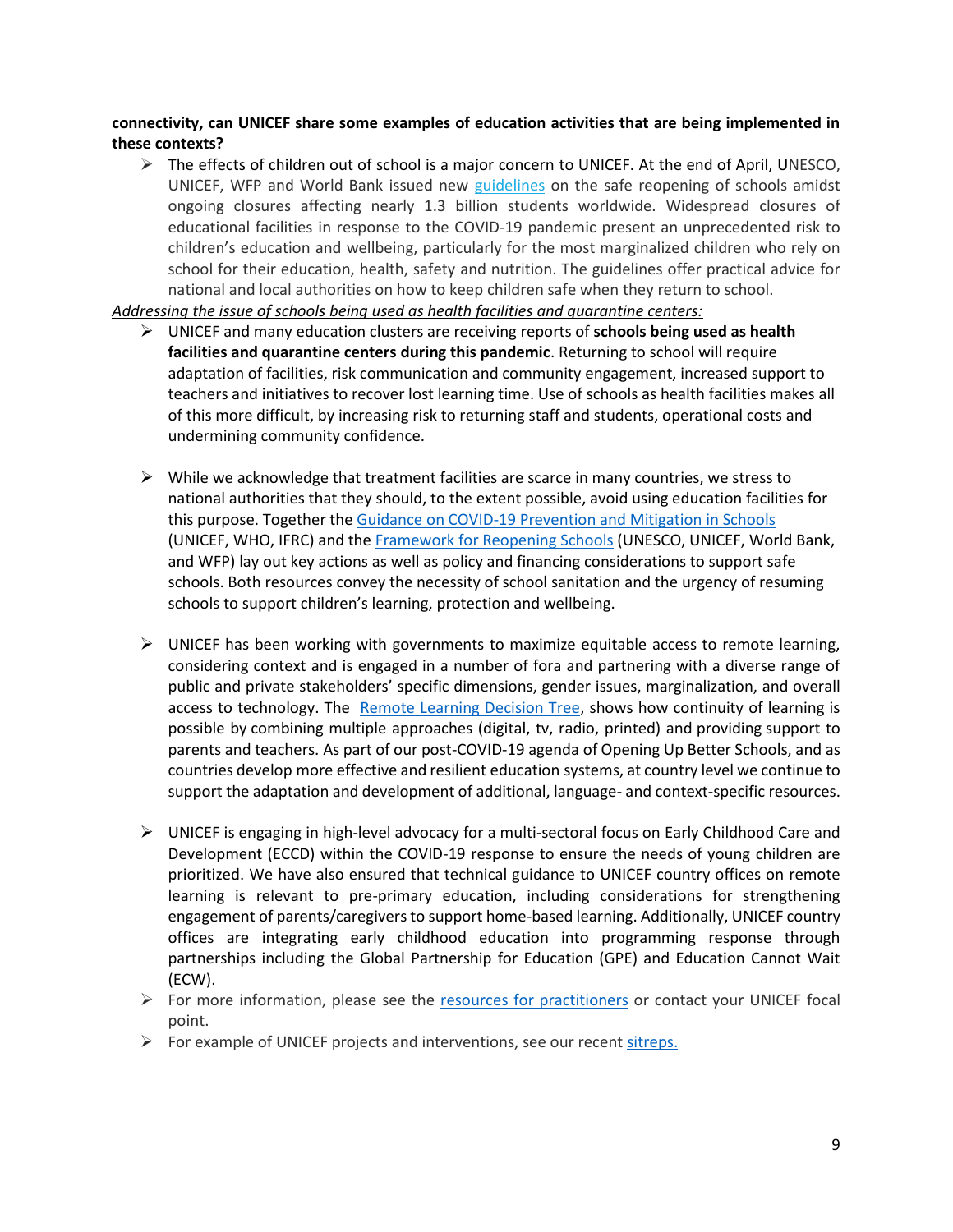**connectivity, can UNICEF share some examples of education activities that are being implemented in these contexts?**

- The effects of children out of school is a major concern to UNICEF. At the end of April, UNESCO, UNICEF, WFP and World Bank issued new guidelines on the safe reopening of schools amidst ongoing closures affecting nearly 1.3 billion students worldwide. Widespread closures of educational facilities in response to the COVID-19 pandemic present an unprecedented risk to children's education and wellbeing, particularly for the most marginalized children who rely on school for their education, health, safety and nutrition. The guidelines offer practical advice for national and local authorities on how to keep children safe when they return to school.

*Addressing the issue of schools being used as health facilities and quarantine centers:*

- UNICEF and many education clusters are receiving reports of **schools being used as health facilities and quarantine centers during this pandemic**. Returning to school will require adaptation of facilities, risk communication and community engagement, increased support to teachers and initiatives to recover lost learning time. Use of schools as health facilities makes all of this more difficult, by increasing risk to returning staff and students, operational costs and undermining community confidence.

- While we acknowledge that treatment facilities are scarce in many countries, we stress to national authorities that they should, to the extent possible, avoid using education facilities for this purpose. Together the Guidance on COVID-19 Prevention and Mitigation in Schools (UNICEF, WHO, IFRC) and the Framework for Reopening Schools (UNESCO, UNICEF, World Bank, and WFP) lay out key actions as well as policy and financing considerations to support safe schools. Both resources convey the necessity of school sanitation and the urgency of resuming schools to support children's learning, protection and wellbeing.

- UNICEF has been working with governments to maximize equitable access to remote learning, considering context and is engaged in a number of fora and partnering with a diverse range of public and private stakeholders' specific dimensions, gender issues, marginalization, and overall access to technology. The Remote Learning Decision Tree, shows how continuity of learning is possible by combining multiple approaches (digital, tv, radio, printed) and providing support to parents and teachers. As part of our post-COVID-19 agenda of Opening Up Better Schools, and as countries develop more effective and resilient education systems, at country level we continue to support the adaptation and development of additional, language- and context-specific resources.

- UNICEF is engaging in high-level advocacy for a multi-sectoral focus on Early Childhood Care and Development (ECCD) within the COVID-19 response to ensure the needs of young children are prioritized. We have also ensured that technical guidance to UNICEF country offices on remote learning is relevant to pre-primary education, including considerations for strengthening engagement of parents/caregivers to support home-based learning. Additionally, UNICEF country offices are integrating early childhood education into programming response through partnerships including the Global Partnership for Education (GPE) and Education Cannot Wait (ECW).
- For more information, please see the resources for practitioners or contact your UNICEF focal point.
- For example of UNICEF projects and interventions, see our recent sitreps.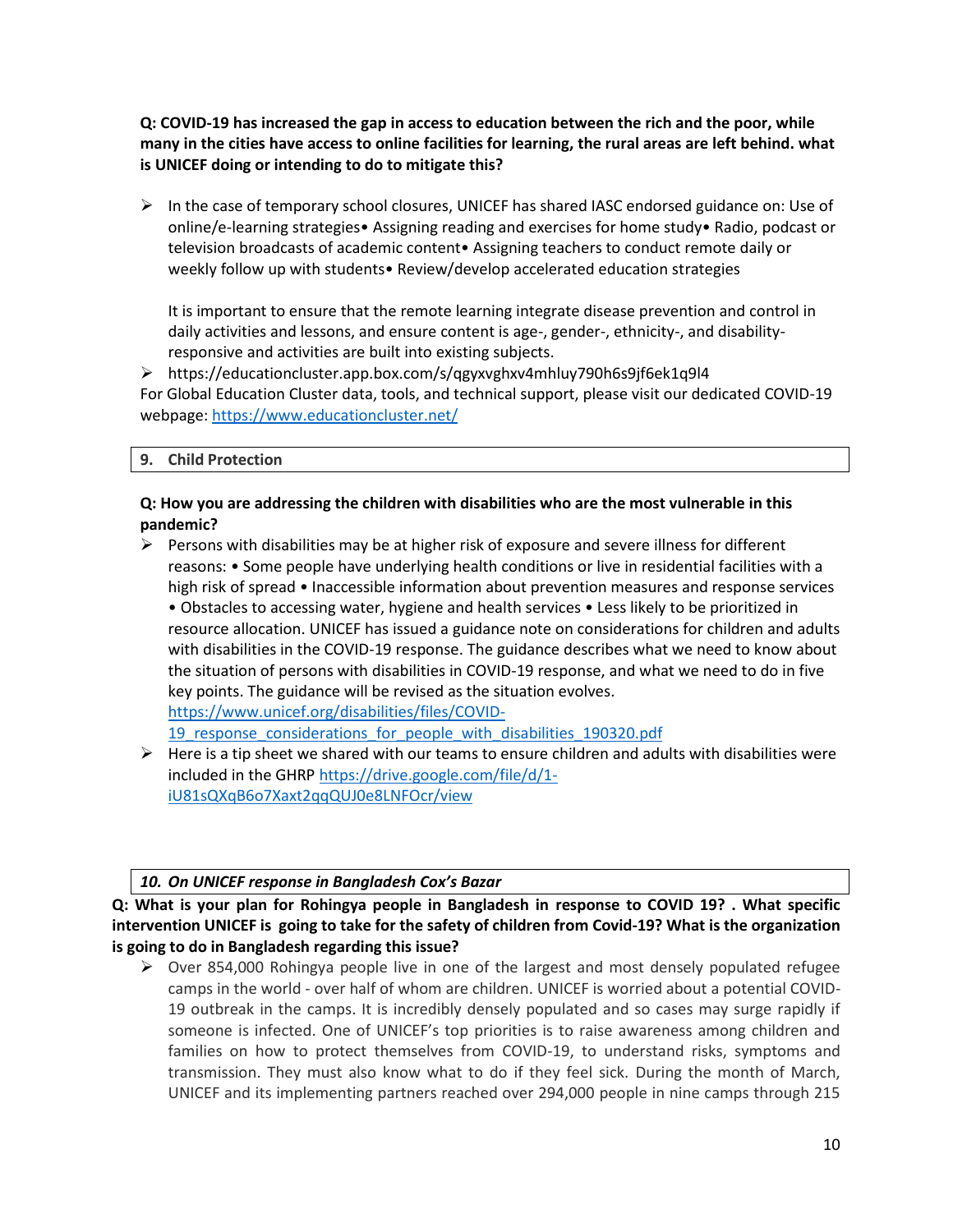**Q: COVID-19 has increased the gap in access to education between the rich and the poor, while many in the cities have access to online facilities for learning, the rural areas are left behind. what is UNICEF doing or intending to do to mitigate this?**

- In the case of temporary school closures, UNICEF has shared IASC endorsed guidance on: Use of online/e-learning strategies• Assigning reading and exercises for home study• Radio, podcast or television broadcasts of academic content• Assigning teachers to conduct remote daily or weekly follow up with students• Review/develop accelerated education strategies

  It is important to ensure that the remote learning integrate disease prevention and control in daily activities and lessons, and ensure content is age-, gender-, ethnicity-, and disability-responsive and activities are built into existing subjects.

- https://educationcluster.app.box.com/s/qgyxvghxv4mhluy790h6s9jf6ek1q9l4

For Global Education Cluster data, tools, and technical support, please visit our dedicated COVID-19 webpage: https://www.educationcluster.net/

## 9. Child Protection

**Q: How you are addressing the children with disabilities who are the most vulnerable in this pandemic?**

- Persons with disabilities may be at higher risk of exposure and severe illness for different reasons: • Some people have underlying health conditions or live in residential facilities with a high risk of spread • Inaccessible information about prevention measures and response services • Obstacles to accessing water, hygiene and health services • Less likely to be prioritized in resource allocation. UNICEF has issued a guidance note on considerations for children and adults with disabilities in the COVID-19 response. The guidance describes what we need to know about the situation of persons with disabilities in COVID-19 response, and what we need to do in five key points. The guidance will be revised as the situation evolves. https://www.unicef.org/disabilities/files/COVID-19_response_considerations_for_people_with_disabilities_190320.pdf
- Here is a tip sheet we shared with our teams to ensure children and adults with disabilities were included in the GHRP https://drive.google.com/file/d/1-iU81sQXqB6o7Xaxt2qqQUJ0e8LNFOcr/view

## *10. On UNICEF response in Bangladesh Cox's Bazar*

**Q: What is your plan for Rohingya people in Bangladesh in response to COVID 19? . What specific intervention UNICEF is going to take for the safety of children from Covid-19? What is the organization is going to do in Bangladesh regarding this issue?**

- Over 854,000 Rohingya people live in one of the largest and most densely populated refugee camps in the world - over half of whom are children. UNICEF is worried about a potential COVID-19 outbreak in the camps. It is incredibly densely populated and so cases may surge rapidly if someone is infected. One of UNICEF's top priorities is to raise awareness among children and families on how to protect themselves from COVID-19, to understand risks, symptoms and transmission. They must also know what to do if they feel sick. During the month of March, UNICEF and its implementing partners reached over 294,000 people in nine camps through 215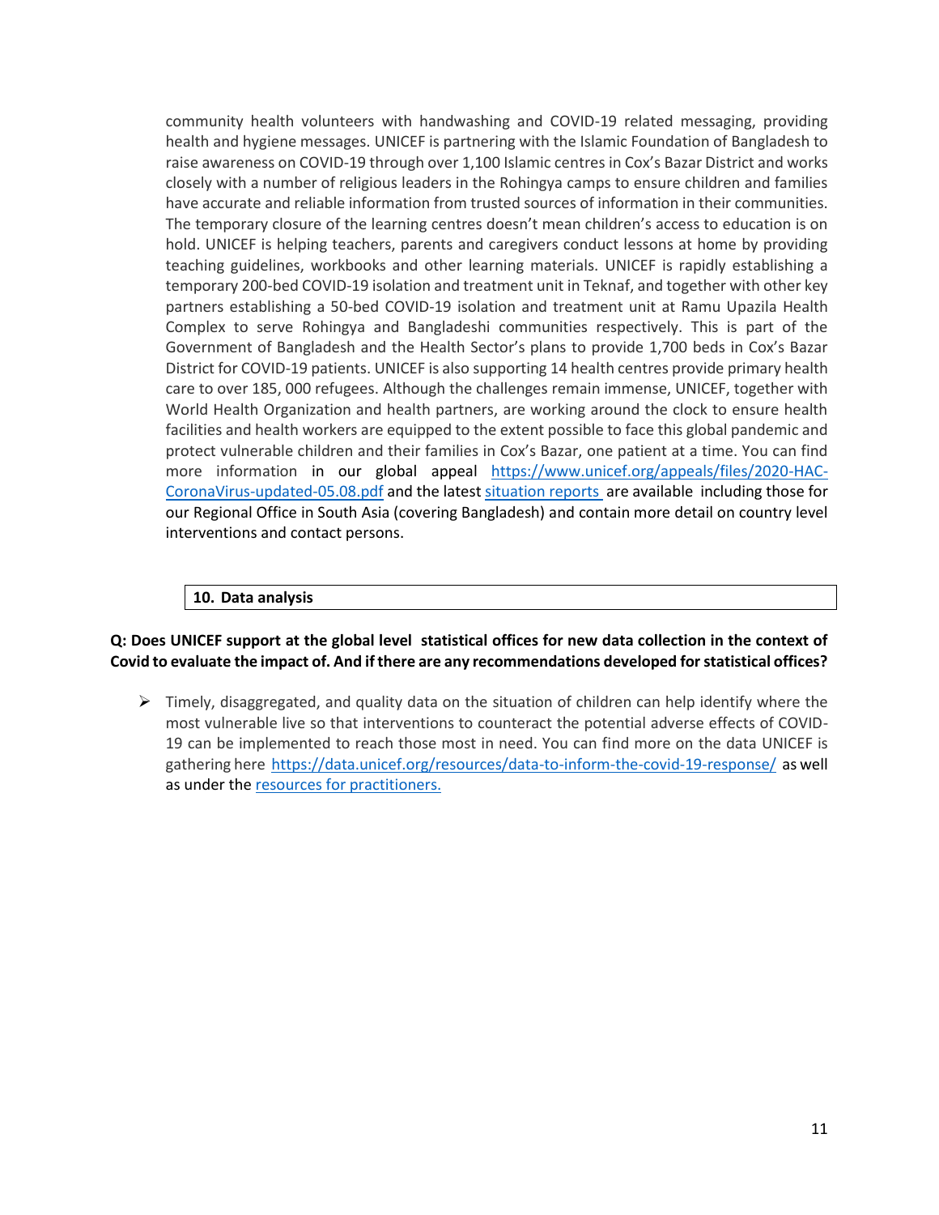community health volunteers with handwashing and COVID-19 related messaging, providing health and hygiene messages. UNICEF is partnering with the Islamic Foundation of Bangladesh to raise awareness on COVID-19 through over 1,100 Islamic centres in Cox's Bazar District and works closely with a number of religious leaders in the Rohingya camps to ensure children and families have accurate and reliable information from trusted sources of information in their communities. The temporary closure of the learning centres doesn't mean children's access to education is on hold. UNICEF is helping teachers, parents and caregivers conduct lessons at home by providing teaching guidelines, workbooks and other learning materials. UNICEF is rapidly establishing a temporary 200-bed COVID-19 isolation and treatment unit in Teknaf, and together with other key partners establishing a 50-bed COVID-19 isolation and treatment unit at Ramu Upazila Health Complex to serve Rohingya and Bangladeshi communities respectively. This is part of the Government of Bangladesh and the Health Sector's plans to provide 1,700 beds in Cox's Bazar District for COVID-19 patients. UNICEF is also supporting 14 health centres provide primary health care to over 185, 000 refugees. Although the challenges remain immense, UNICEF, together with World Health Organization and health partners, are working around the clock to ensure health facilities and health workers are equipped to the extent possible to face this global pandemic and protect vulnerable children and their families in Cox's Bazar, one patient at a time. You can find more information in our global appeal https://www.unicef.org/appeals/files/2020-HAC-CoronaVirus-updated-05.08.pdf and the latest situation reports are available including those for our Regional Office in South Asia (covering Bangladesh) and contain more detail on country level interventions and contact persons.

## 10. Data analysis

**Q: Does UNICEF support at the global level statistical offices for new data collection in the context of Covid to evaluate the impact of. And if there are any recommendations developed for statistical offices?**

- Timely, disaggregated, and quality data on the situation of children can help identify where the most vulnerable live so that interventions to counteract the potential adverse effects of COVID-19 can be implemented to reach those most in need. You can find more on the data UNICEF is gathering here https://data.unicef.org/resources/data-to-inform-the-covid-19-response/ as well as under the resources for practitioners.